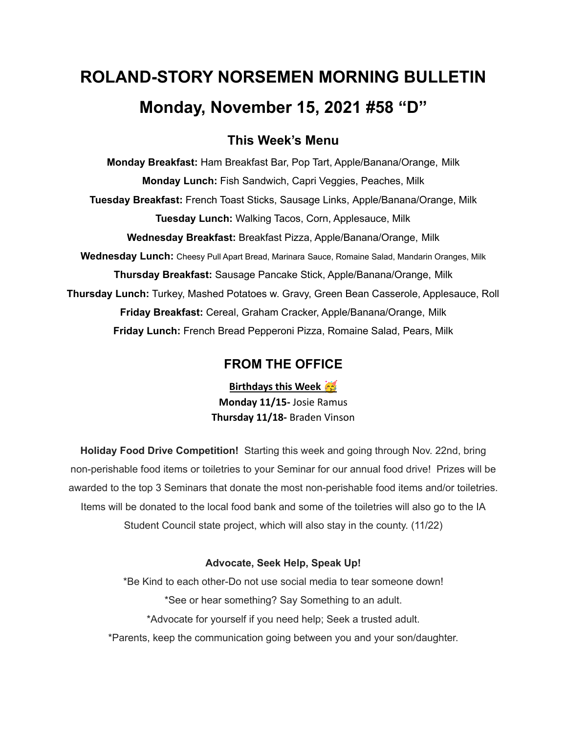# ROLAND-STORY NORSEMEN MORNING BULLETIN

# Monday, November 15, 2021 #58 "D"

## This Week's Menu

**Monday Breakfast:** Ham Breakfast Bar, Pop Tart, Apple/Banana/Orange, Milk

**Monday Lunch:** Fish Sandwich, Capri Veggies, Peaches, Milk

**Tuesday Breakfast:** French Toast Sticks, Sausage Links, Apple/Banana/Orange, Milk

**Tuesday Lunch:** Walking Tacos, Corn, Applesauce, Milk

**Wednesday Breakfast:** Breakfast Pizza, Apple/Banana/Orange, Milk

**Wednesday Lunch:** Cheesy Pull Apart Bread, Marinara Sauce, Romaine Salad, Mandarin Oranges, Milk

**Thursday Breakfast:** Sausage Pancake Stick, Apple/Banana/Orange, Milk

**Thursday Lunch:** Turkey, Mashed Potatoes w. Gravy, Green Bean Casserole, Applesauce, Roll

**Friday Breakfast:** Cereal, Graham Cracker, Apple/Banana/Orange, Milk

**Friday Lunch:** French Bread Pepperoni Pizza, Romaine Salad, Pears, Milk

## FROM THE OFFICE

**Birthdays this Week 🥳**

**Monday 11/15-** Josie Ramus

**Thursday 11/18-** Braden Vinson

**Holiday Food Drive Competition!** Starting this week and going through Nov. 22nd, bring non-perishable food items or toiletries to your Seminar for our annual food drive! Prizes will be awarded to the top 3 Seminars that donate the most non-perishable food items and/or toiletries. Items will be donated to the local food bank and some of the toiletries will also go to the IA Student Council state project, which will also stay in the county. (11/22)

**Advocate, Seek Help, Speak Up!**

*Be Kind to each other-Do not use social media to tear someone down!

*See or hear something? Say Something to an adult.

*Advocate for yourself if you need help; Seek a trusted adult.

*Parents, keep the communication going between you and your son/daughter.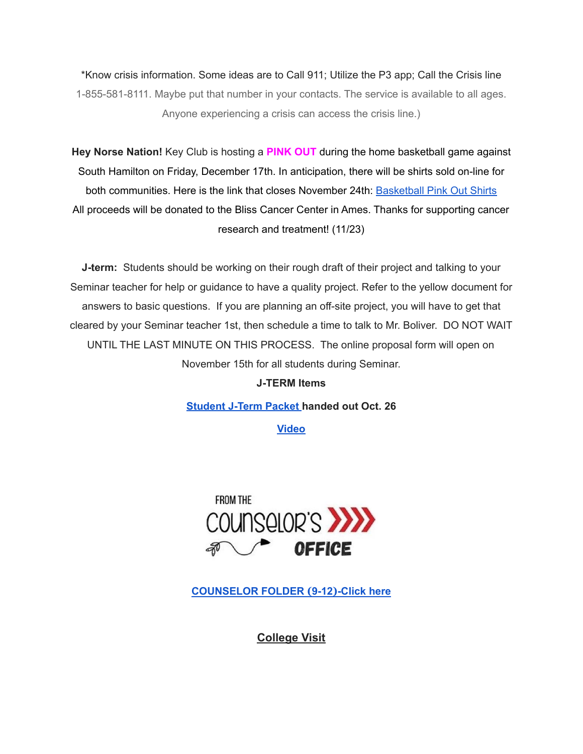*Know crisis information. Some ideas are to Call 911; Utilize the P3 app; Call the Crisis line 1-855-581-8111. Maybe put that number in your contacts. The service is available to all ages. Anyone experiencing a crisis can access the crisis line.)

**Hey Norse Nation!** Key Club is hosting a **PINK OUT** during the home basketball game against South Hamilton on Friday, December 17th. In anticipation, there will be shirts sold on-line for both communities. Here is the link that closes November 24th: Basketball Pink Out Shirts All proceeds will be donated to the Bliss Cancer Center in Ames. Thanks for supporting cancer research and treatment! (11/23)

**J-term:** Students should be working on their rough draft of their project and talking to your Seminar teacher for help or guidance to have a quality project. Refer to the yellow document for answers to basic questions. If you are planning an off-site project, you will have to get that cleared by your Seminar teacher 1st, then schedule a time to talk to Mr. Boliver. DO NOT WAIT UNTIL THE LAST MINUTE ON THIS PROCESS. The online proposal form will open on November 15th for all students during Seminar.

**J-TERM Items**

**Student J-Term Packet handed out Oct. 26**

**Video**

FROM THE COUNSELOR'S OFFICE

**COUNSELOR FOLDER (9-12)-Click here**

## College Visit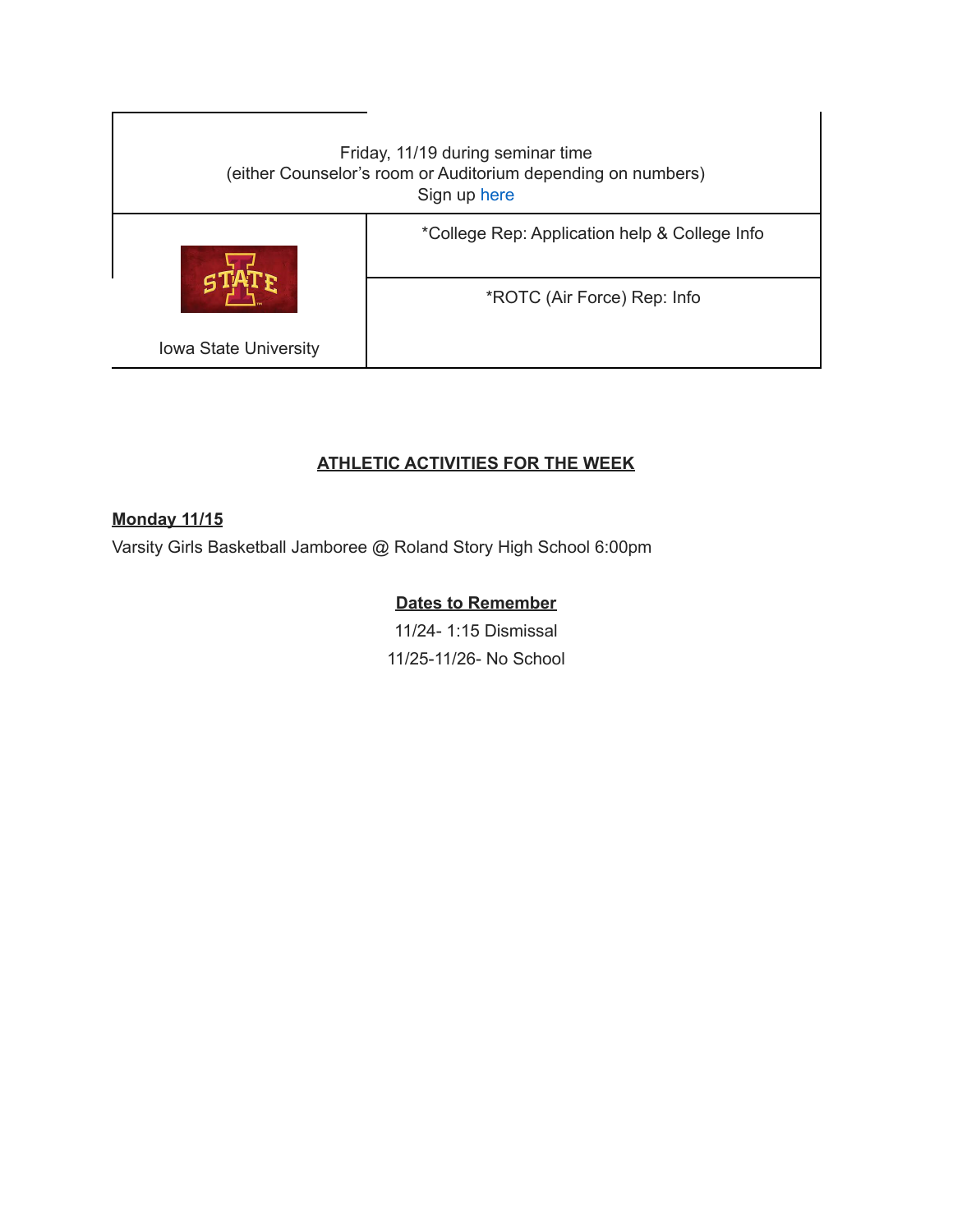| | |
|---|---|
| Friday, 11/19 during seminar time<br>(either Counselor's room or Auditorium depending on numbers)<br>Sign up here | |
| Iowa State University | *College Rep: Application help & College Info |
| | *ROTC (Air Force) Rep: Info |

## **ATHLETIC ACTIVITIES FOR THE WEEK**

**Monday 11/15**

Varsity Girls Basketball Jamboree @ Roland Story High School 6:00pm

**Dates to Remember**

11/24- 1:15 Dismissal

11/25-11/26- No School